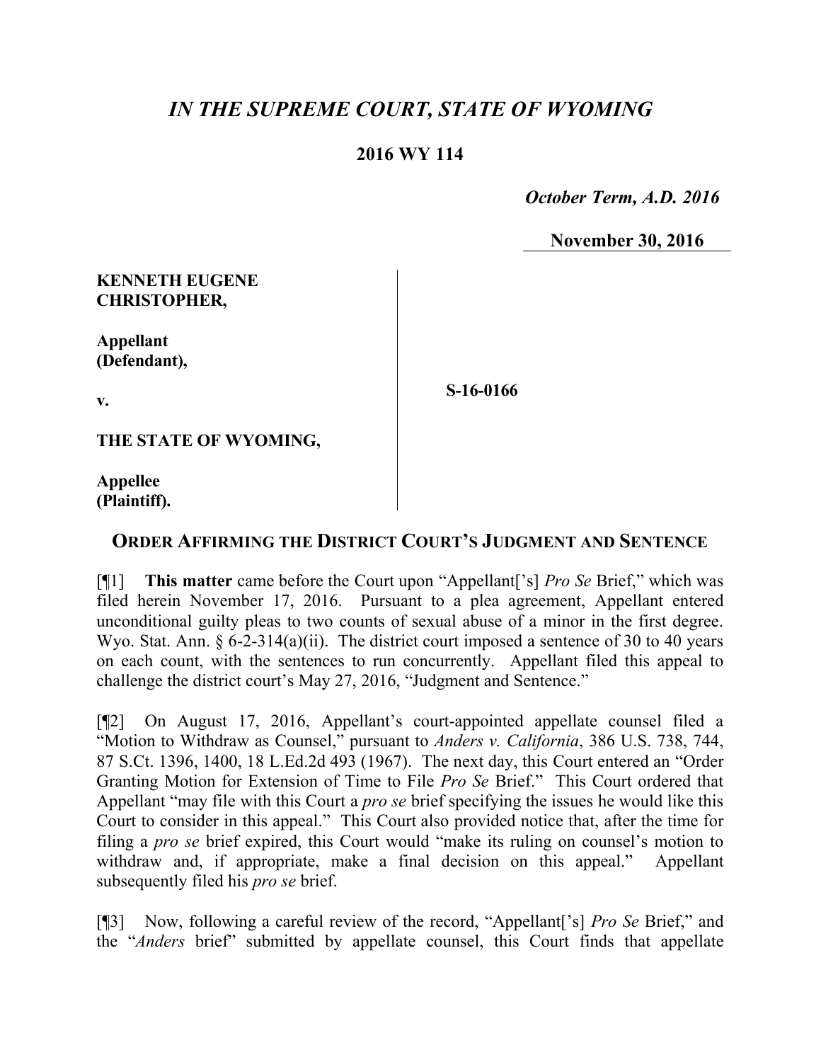# *IN THE SUPREME COURT, STATE OF WYOMING*

## 2016 WY 114

*October Term, A.D. 2016*

November 30, 2016

| | |
|---|---|
| **KENNETH EUGENE CHRISTOPHER,**<br><br>**Appellant (Defendant),**<br><br>**v.**<br><br>**THE STATE OF WYOMING,**<br><br>**Appellee (Plaintiff).** | **S-16-0166** |

## ORDER AFFIRMING THE DISTRICT COURT'S JUDGMENT AND SENTENCE

[¶1] **This matter** came before the Court upon "Appellant['s] *Pro Se* Brief," which was filed herein November 17, 2016. Pursuant to a plea agreement, Appellant entered unconditional guilty pleas to two counts of sexual abuse of a minor in the first degree. Wyo. Stat. Ann. § 6-2-314(a)(ii). The district court imposed a sentence of 30 to 40 years on each count, with the sentences to run concurrently. Appellant filed this appeal to challenge the district court's May 27, 2016, "Judgment and Sentence."

[¶2] On August 17, 2016, Appellant's court-appointed appellate counsel filed a "Motion to Withdraw as Counsel," pursuant to *Anders v. California*, 386 U.S. 738, 744, 87 S.Ct. 1396, 1400, 18 L.Ed.2d 493 (1967). The next day, this Court entered an "Order Granting Motion for Extension of Time to File *Pro Se* Brief." This Court ordered that Appellant "may file with this Court a *pro se* brief specifying the issues he would like this Court to consider in this appeal." This Court also provided notice that, after the time for filing a *pro se* brief expired, this Court would "make its ruling on counsel's motion to withdraw and, if appropriate, make a final decision on this appeal." Appellant subsequently filed his *pro se* brief.

[¶3] Now, following a careful review of the record, "Appellant['s] *Pro Se* Brief," and the "*Anders* brief" submitted by appellate counsel, this Court finds that appellate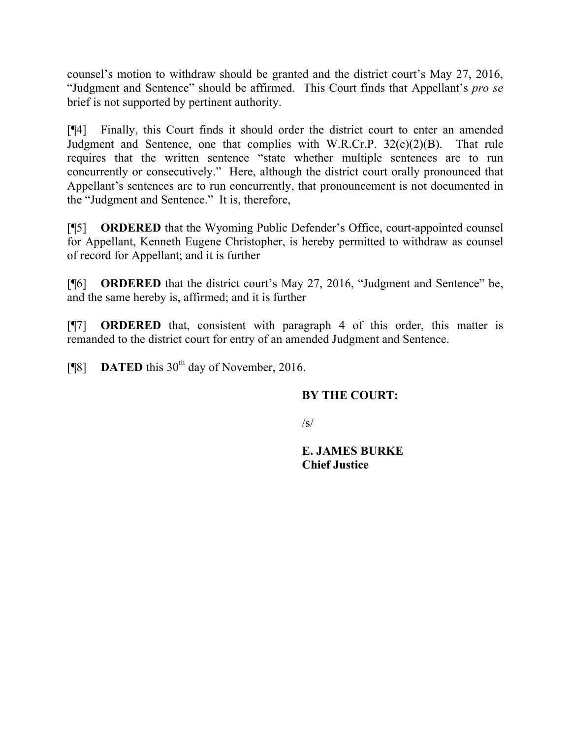counsel's motion to withdraw should be granted and the district court's May 27, 2016, "Judgment and Sentence" should be affirmed. This Court finds that Appellant's *pro se* brief is not supported by pertinent authority.

[¶4] Finally, this Court finds it should order the district court to enter an amended Judgment and Sentence, one that complies with W.R.Cr.P. 32(c)(2)(B). That rule requires that the written sentence "state whether multiple sentences are to run concurrently or consecutively." Here, although the district court orally pronounced that Appellant's sentences are to run concurrently, that pronouncement is not documented in the "Judgment and Sentence." It is, therefore,

[¶5] **ORDERED** that the Wyoming Public Defender's Office, court-appointed counsel for Appellant, Kenneth Eugene Christopher, is hereby permitted to withdraw as counsel of record for Appellant; and it is further

[¶6] **ORDERED** that the district court's May 27, 2016, "Judgment and Sentence" be, and the same hereby is, affirmed; and it is further

[¶7] **ORDERED** that, consistent with paragraph 4 of this order, this matter is remanded to the district court for entry of an amended Judgment and Sentence.

[¶8] **DATED** this 30th day of November, 2016.

**BY THE COURT:**

/s/

**E. JAMES BURKE**
**Chief Justice**